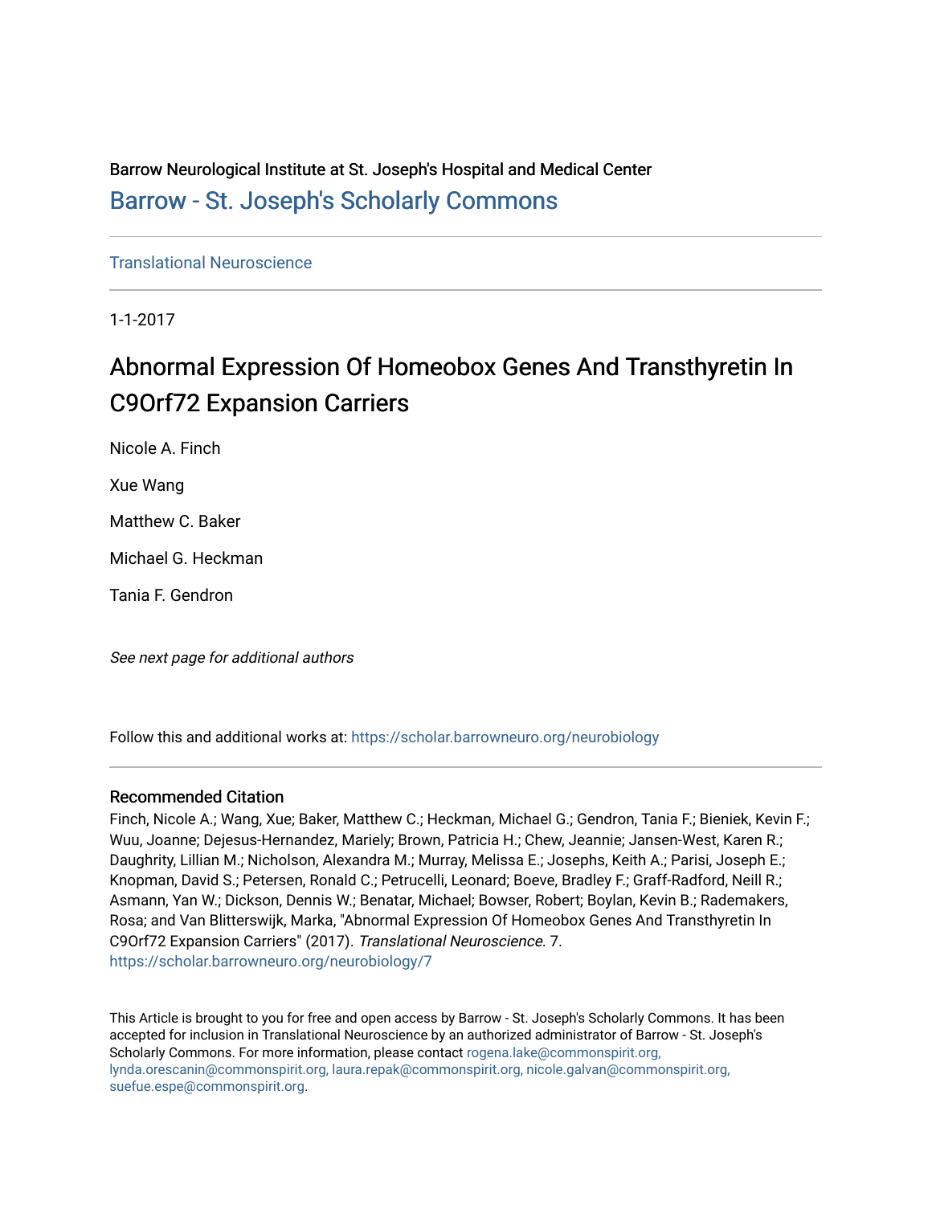Barrow Neurological Institute at St. Joseph's Hospital and Medical Center

Barrow - St. Joseph's Scholarly Commons

Translational Neuroscience

1-1-2017

# Abnormal Expression Of Homeobox Genes And Transthyretin In C9Orf72 Expansion Carriers

Nicole A. Finch

Xue Wang

Matthew C. Baker

Michael G. Heckman

Tania F. Gendron

*See next page for additional authors*

Follow this and additional works at: https://scholar.barrowneuro.org/neurobiology

## Recommended Citation

Finch, Nicole A.; Wang, Xue; Baker, Matthew C.; Heckman, Michael G.; Gendron, Tania F.; Bieniek, Kevin F.; Wuu, Joanne; Dejesus-Hernandez, Mariely; Brown, Patricia H.; Chew, Jeannie; Jansen-West, Karen R.; Daughrity, Lillian M.; Nicholson, Alexandra M.; Murray, Melissa E.; Josephs, Keith A.; Parisi, Joseph E.; Knopman, David S.; Petersen, Ronald C.; Petrucelli, Leonard; Boeve, Bradley F.; Graff-Radford, Neill R.; Asmann, Yan W.; Dickson, Dennis W.; Benatar, Michael; Bowser, Robert; Boylan, Kevin B.; Rademakers, Rosa; and Van Blitterswijk, Marka, "Abnormal Expression Of Homeobox Genes And Transthyretin In C9Orf72 Expansion Carriers" (2017). *Translational Neuroscience*. 7.
https://scholar.barrowneuro.org/neurobiology/7

This Article is brought to you for free and open access by Barrow - St. Joseph's Scholarly Commons. It has been accepted for inclusion in Translational Neuroscience by an authorized administrator of Barrow - St. Joseph's Scholarly Commons. For more information, please contact rogena.lake@commonspirit.org, lynda.orescanin@commonspirit.org, laura.repak@commonspirit.org, nicole.galvan@commonspirit.org, suefue.espe@commonspirit.org.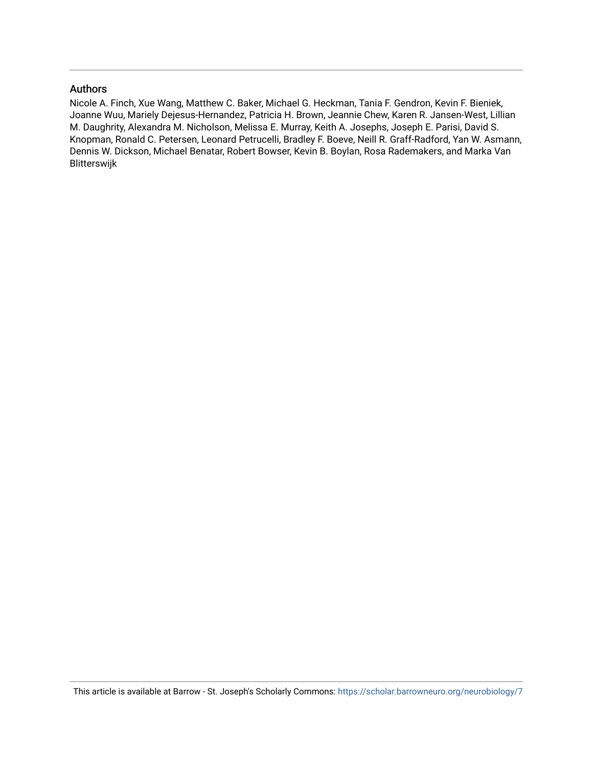## Authors

Nicole A. Finch, Xue Wang, Matthew C. Baker, Michael G. Heckman, Tania F. Gendron, Kevin F. Bieniek, Joanne Wuu, Mariely Dejesus-Hernandez, Patricia H. Brown, Jeannie Chew, Karen R. Jansen-West, Lillian M. Daughrity, Alexandra M. Nicholson, Melissa E. Murray, Keith A. Josephs, Joseph E. Parisi, David S. Knopman, Ronald C. Petersen, Leonard Petrucelli, Bradley F. Boeve, Neill R. Graff-Radford, Yan W. Asmann, Dennis W. Dickson, Michael Benatar, Robert Bowser, Kevin B. Boylan, Rosa Rademakers, and Marka Van Blitterswijk

This article is available at Barrow - St. Joseph's Scholarly Commons: https://scholar.barrowneuro.org/neurobiology/7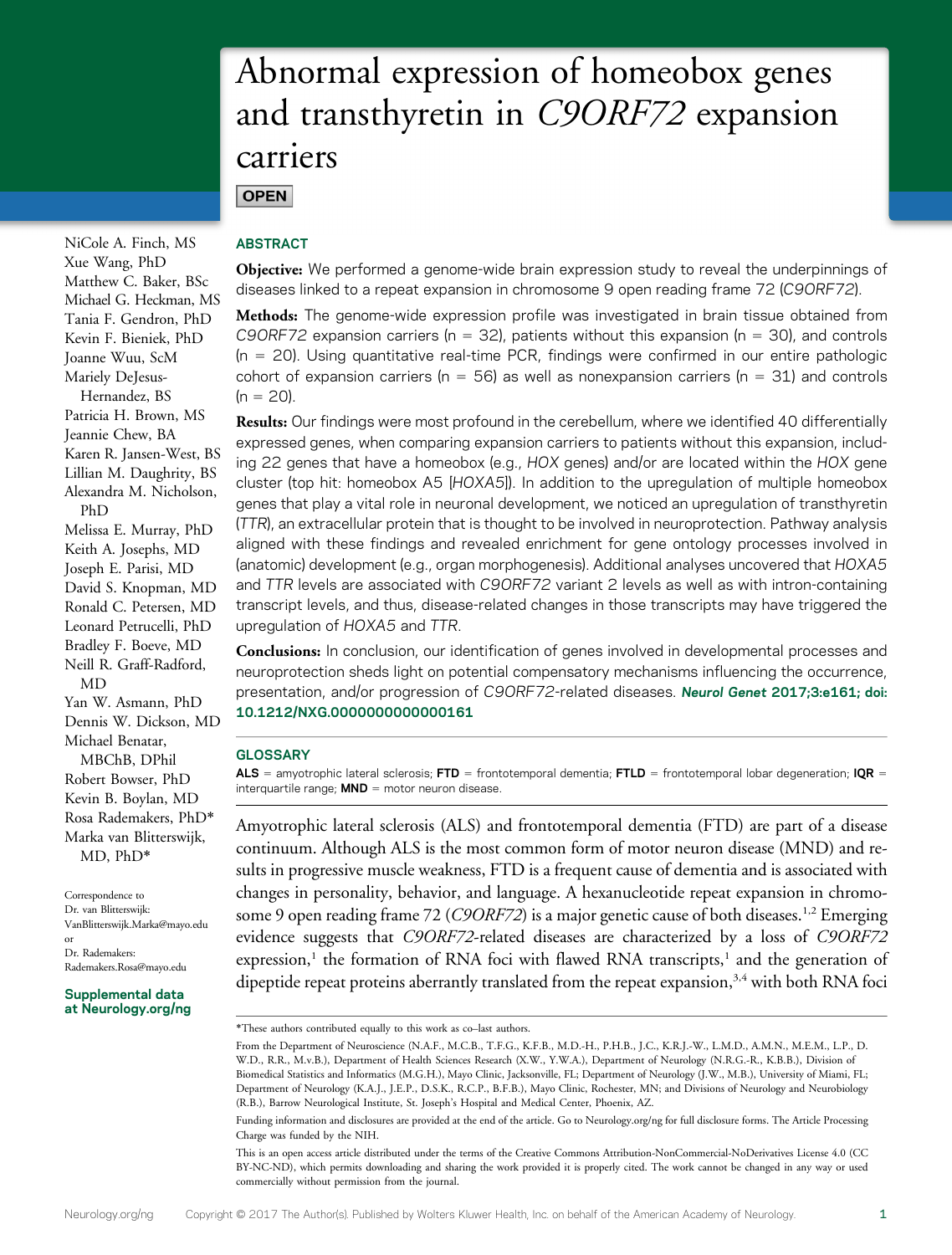# Abnormal expression of homeobox genes and transthyretin in *C9ORF72* expansion carriers

**OPEN**

NiCole A. Finch, MS
Xue Wang, PhD
Matthew C. Baker, BSc
Michael G. Heckman, MS
Tania F. Gendron, PhD
Kevin F. Bieniek, PhD
Joanne Wuu, ScM
Mariely DeJesus-Hernandez, BS
Patricia H. Brown, MS
Jeannie Chew, BA
Karen R. Jansen-West, BS
Lillian M. Daughrity, BS
Alexandra M. Nicholson, PhD
Melissa E. Murray, PhD
Keith A. Josephs, MD
Joseph E. Parisi, MD
David S. Knopman, MD
Ronald C. Petersen, MD
Leonard Petrucelli, PhD
Bradley F. Boeve, MD
Neill R. Graff-Radford, MD
Yan W. Asmann, PhD
Dennis W. Dickson, MD
Michael Benatar, MBChB, DPhil
Robert Bowser, PhD
Kevin B. Boylan, MD
Rosa Rademakers, PhD*
Marka van Blitterswijk, MD, PhD*

Correspondence to Dr. van Blitterswijk: VanBlitterswijk.Marka@mayo.edu or Dr. Rademakers: Rademakers.Rosa@mayo.edu

**Supplemental data at Neurology.org/ng**

## ABSTRACT

**Objective:** We performed a genome-wide brain expression study to reveal the underpinnings of diseases linked to a repeat expansion in chromosome 9 open reading frame 72 (*C9ORF72*).

**Methods:** The genome-wide expression profile was investigated in brain tissue obtained from *C9ORF72* expansion carriers (n = 32), patients without this expansion (n = 30), and controls (n = 20). Using quantitative real-time PCR, findings were confirmed in our entire pathologic cohort of expansion carriers (n = 56) as well as nonexpansion carriers (n = 31) and controls (n = 20).

**Results:** Our findings were most profound in the cerebellum, where we identified 40 differentially expressed genes, when comparing expansion carriers to patients without this expansion, including 22 genes that have a homeobox (e.g., *HOX* genes) and/or are located within the *HOX* gene cluster (top hit: homeobox A5 [*HOXA5*]). In addition to the upregulation of multiple homeobox genes that play a vital role in neuronal development, we noticed an upregulation of transthyretin (*TTR*), an extracellular protein that is thought to be involved in neuroprotection. Pathway analysis aligned with these findings and revealed enrichment for gene ontology processes involved in (anatomic) development (e.g., organ morphogenesis). Additional analyses uncovered that *HOXA5* and *TTR* levels are associated with *C9ORF72* variant 2 levels as well as with intron-containing transcript levels, and thus, disease-related changes in those transcripts may have triggered the upregulation of *HOXA5* and *TTR*.

**Conclusions:** In conclusion, our identification of genes involved in developmental processes and neuroprotection sheds light on potential compensatory mechanisms influencing the occurrence, presentation, and/or progression of *C9ORF72*-related diseases. ***Neurol Genet* 2017;3:e161; doi: 10.1212/NXG.0000000000000161**

## GLOSSARY

**ALS** = amyotrophic lateral sclerosis; **FTD** = frontotemporal dementia; **FTLD** = frontotemporal lobar degeneration; **IQR** = interquartile range; **MND** = motor neuron disease.

Amyotrophic lateral sclerosis (ALS) and frontotemporal dementia (FTD) are part of a disease continuum. Although ALS is the most common form of motor neuron disease (MND) and results in progressive muscle weakness, FTD is a frequent cause of dementia and is associated with changes in personality, behavior, and language. A hexanucleotide repeat expansion in chromosome 9 open reading frame 72 (*C9ORF72*) is a major genetic cause of both diseases.[1,2] Emerging evidence suggests that *C9ORF72*-related diseases are characterized by a loss of *C9ORF72* expression,[1] the formation of RNA foci with flawed RNA transcripts,[1] and the generation of dipeptide repeat proteins aberrantly translated from the repeat expansion,[3,4] with both RNA foci

*These authors contributed equally to this work as co–last authors.

From the Department of Neuroscience (N.A.F., M.C.B., T.F.G., K.F.B., M.D.-H., P.H.B., J.C., K.R.J.-W., L.M.D., A.M.N., M.E.M., L.P., D.W.D., R.R., M.v.B.), Department of Health Sciences Research (X.W., Y.W.A.), Department of Neurology (N.R.G.-R., K.B.B.), Division of Biomedical Statistics and Informatics (M.G.H.), Mayo Clinic, Jacksonville, FL; Department of Neurology (J.W., M.B.), University of Miami, FL; Department of Neurology (K.A.J., J.E.P., D.S.K., R.C.P., B.F.B.), Mayo Clinic, Rochester, MN; and Divisions of Neurology and Neurobiology (R.B.), Barrow Neurological Institute, St. Joseph's Hospital and Medical Center, Phoenix, AZ.

Funding information and disclosures are provided at the end of the article. Go to Neurology.org/ng for full disclosure forms. The Article Processing Charge was funded by the NIH.

This is an open access article distributed under the terms of the Creative Commons Attribution-NonCommercial-NoDerivatives License 4.0 (CC BY-NC-ND), which permits downloading and sharing the work provided it is properly cited. The work cannot be changed in any way or used commercially without permission from the journal.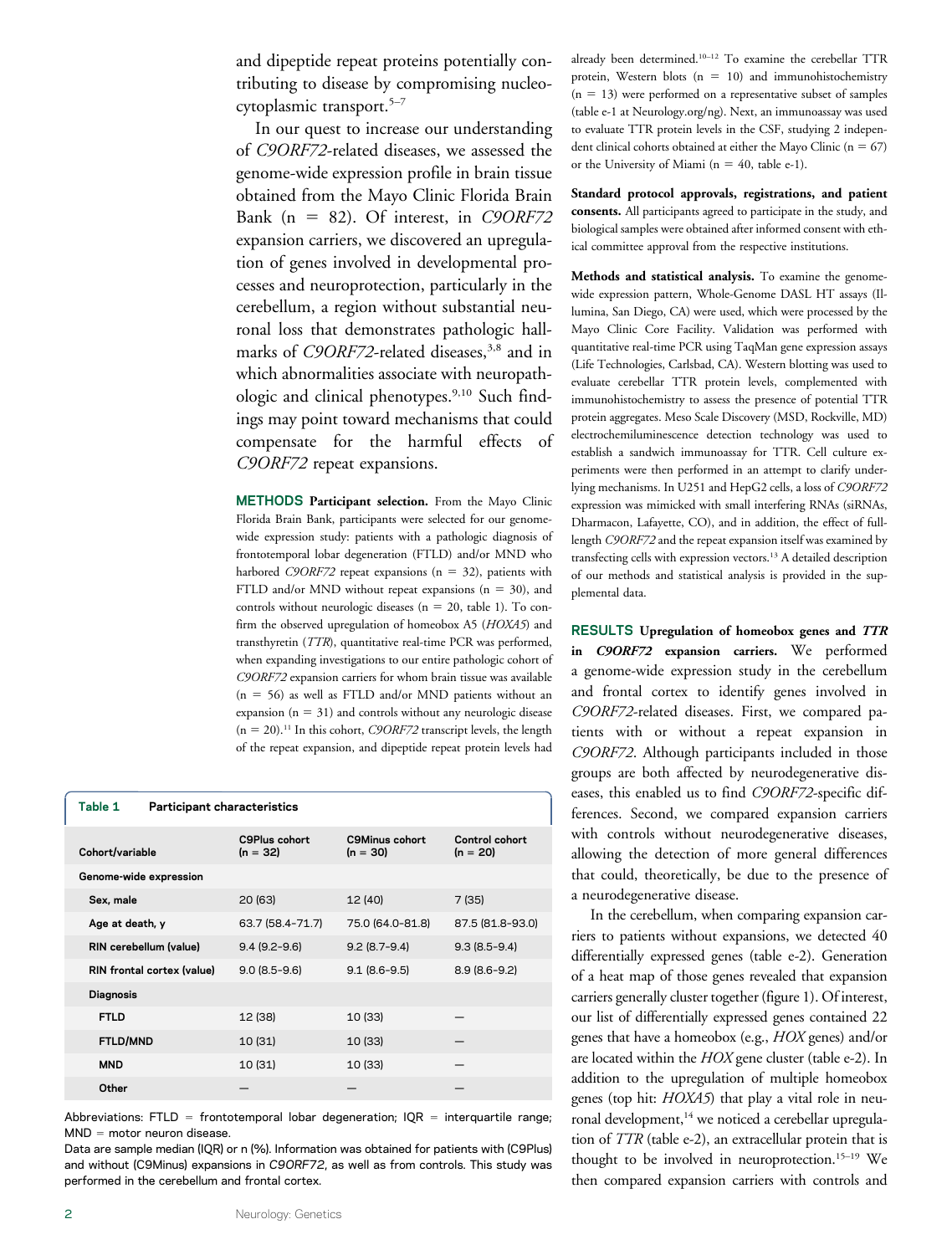and dipeptide repeat proteins potentially contributing to disease by compromising nucleocytoplasmic transport.[5–7]

In our quest to increase our understanding of *C9ORF72*-related diseases, we assessed the genome-wide expression profile in brain tissue obtained from the Mayo Clinic Florida Brain Bank (n = 82). Of interest, in *C9ORF72* expansion carriers, we discovered an upregulation of genes involved in developmental processes and neuroprotection, particularly in the cerebellum, a region without substantial neuronal loss that demonstrates pathologic hallmarks of *C9ORF72*-related diseases,[3,8] and in which abnormalities associate with neuropathologic and clinical phenotypes.[9,10] Such findings may point toward mechanisms that could compensate for the harmful effects of *C9ORF72* repeat expansions.

## METHODS

**Participant selection.** From the Mayo Clinic Florida Brain Bank, participants were selected for our genome-wide expression study: patients with a pathologic diagnosis of frontotemporal lobar degeneration (FTLD) and/or MND who harbored *C9ORF72* repeat expansions (n = 32), patients with FTLD and/or MND without repeat expansions (n = 30), and controls without neurologic diseases (n = 20, table 1). To confirm the observed upregulation of homeobox A5 (*HOXA5*) and transthyretin (*TTR*), quantitative real-time PCR was performed, when expanding investigations to our entire pathologic cohort of *C9ORF72* expansion carriers for whom brain tissue was available (n = 56) as well as FTLD and/or MND patients without an expansion (n = 31) and controls without any neurologic disease (n = 20).[11] In this cohort, *C9ORF72* transcript levels, the length of the repeat expansion, and dipeptide repeat protein levels had already been determined.[10–12] To examine the cerebellar TTR protein, Western blots (n = 10) and immunohistochemistry (n = 13) were performed on a representative subset of samples (table e-1 at Neurology.org/ng). Next, an immunoassay was used to evaluate TTR protein levels in the CSF, studying 2 independent clinical cohorts obtained at either the Mayo Clinic (n = 67) or the University of Miami (n = 40, table e-1).

**Standard protocol approvals, registrations, and patient consents.** All participants agreed to participate in the study, and biological samples were obtained after informed consent with ethical committee approval from the respective institutions.

**Methods and statistical analysis.** To examine the genome-wide expression pattern, Whole-Genome DASL HT assays (Illumina, San Diego, CA) were used, which were processed by the Mayo Clinic Core Facility. Validation was performed with quantitative real-time PCR using TaqMan gene expression assays (Life Technologies, Carlsbad, CA). Western blotting was used to evaluate cerebellar TTR protein levels, complemented with immunohistochemistry to assess the presence of potential TTR protein aggregates. Meso Scale Discovery (MSD, Rockville, MD) electrochemiluminescence detection technology was used to establish a sandwich immunoassay for TTR. Cell culture experiments were then performed in an attempt to clarify underlying mechanisms. In U251 and HepG2 cells, a loss of *C9ORF72* expression was mimicked with small interfering RNAs (siRNAs, Dharmacon, Lafayette, CO), and in addition, the effect of full-length *C9ORF72* and the repeat expansion itself was examined by transfecting cells with expression vectors.[13] A detailed description of our methods and statistical analysis is provided in the supplemental data.

**Table 1 Participant characteristics**

| Cohort/variable | C9Plus cohort (n = 32) | C9Minus cohort (n = 30) | Control cohort (n = 20) |
|---|---|---|---|
| **Genome-wide expression** | | | |
| Sex, male | 20 (63) | 12 (40) | 7 (35) |
| Age at death, y | 63.7 (58.4–71.7) | 75.0 (64.0–81.8) | 87.5 (81.8–93.0) |
| RIN cerebellum (value) | 9.4 (9.2–9.6) | 9.2 (8.7–9.4) | 9.3 (8.5–9.4) |
| RIN frontal cortex (value) | 9.0 (8.5–9.6) | 9.1 (8.6–9.5) | 8.9 (8.6–9.2) |
| Diagnosis | | | |
| FTLD | 12 (38) | 10 (33) | — |
| FTLD/MND | 10 (31) | 10 (33) | — |
| MND | 10 (31) | 10 (33) | — |
| Other | — | — | — |

Abbreviations: FTLD = frontotemporal lobar degeneration; IQR = interquartile range; MND = motor neuron disease.
Data are sample median (IQR) or n (%). Information was obtained for patients with (C9Plus) and without (C9Minus) expansions in *C9ORF72*, as well as from controls. This study was performed in the cerebellum and frontal cortex.

## RESULTS

**Upregulation of homeobox genes and *TTR* in *C9ORF72* expansion carriers.** We performed a genome-wide expression study in the cerebellum and frontal cortex to identify genes involved in *C9ORF72*-related diseases. First, we compared patients with or without a repeat expansion in *C9ORF72*. Although participants included in those groups are both affected by neurodegenerative diseases, this enabled us to find *C9ORF72*-specific differences. Second, we compared expansion carriers with controls without neurodegenerative diseases, allowing the detection of more general differences that could, theoretically, be due to the presence of a neurodegenerative disease.

In the cerebellum, when comparing expansion carriers to patients without expansions, we detected 40 differentially expressed genes (table e-2). Generation of a heat map of those genes revealed that expansion carriers generally cluster together (figure 1). Of interest, our list of differentially expressed genes contained 22 genes that have a homeobox (e.g., *HOX* genes) and/or are located within the *HOX* gene cluster (table e-2). In addition to the upregulation of multiple homeobox genes (top hit: *HOXA5*) that play a vital role in neuronal development,[14] we noticed a cerebellar upregulation of *TTR* (table e-2), an extracellular protein that is thought to be involved in neuroprotection.[15–19] We then compared expansion carriers with controls and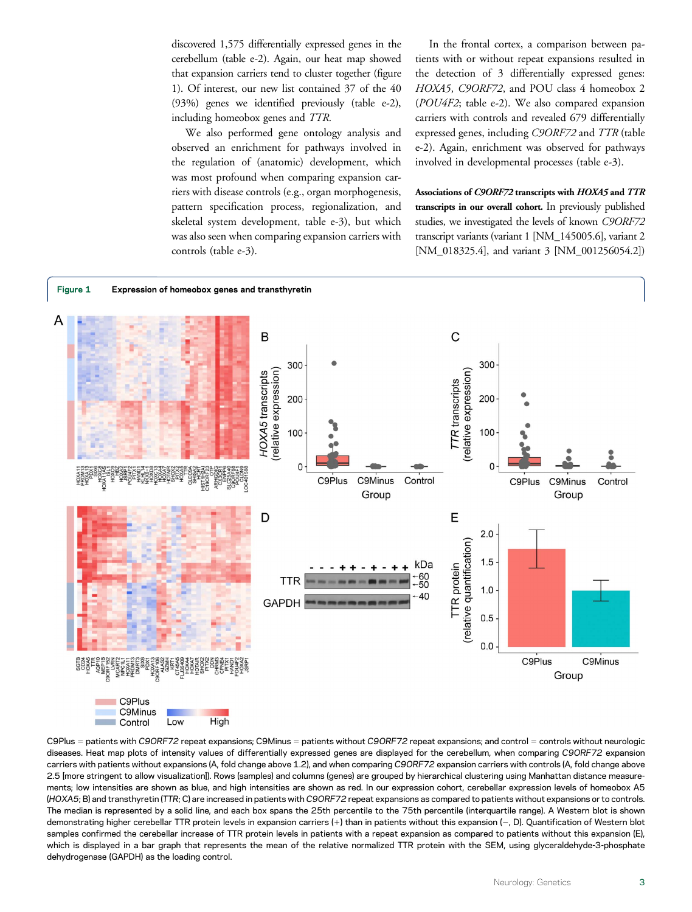discovered 1,575 differentially expressed genes in the cerebellum (table e-2). Again, our heat map showed that expansion carriers tend to cluster together (figure 1). Of interest, our new list contained 37 of the 40 (93%) genes we identified previously (table e-2), including homeobox genes and *TTR*.

We also performed gene ontology analysis and observed an enrichment for pathways involved in the regulation of (anatomic) development, which was most profound when comparing expansion carriers with disease controls (e.g., organ morphogenesis, pattern specification process, regionalization, and skeletal system development, table e-3), but which was also seen when comparing expansion carriers with controls (table e-3).

In the frontal cortex, a comparison between patients with or without repeat expansions resulted in the detection of 3 differentially expressed genes: *HOXA5*, *C9ORF72*, and POU class 4 homeobox 2 (*POU4F2*; table e-2). We also compared expansion carriers with controls and revealed 679 differentially expressed genes, including *C9ORF72* and *TTR* (table e-2). Again, enrichment was observed for pathways involved in developmental processes (table e-3).

**Associations of *C9ORF72* transcripts with *HOXA5* and *TTR* transcripts in our overall cohort.** In previously published studies, we investigated the levels of known *C9ORF72* transcript variants (variant 1 [NM_145005.6], variant 2 [NM_018325.4], and variant 3 [NM_001256054.2])

**Figure 1** Expression of homeobox genes and transthyretin

C9Plus = patients with *C9ORF72* repeat expansions; C9Minus = patients without *C9ORF72* repeat expansions; and control = controls without neurologic diseases. Heat map plots of intensity values of differentially expressed genes are displayed for the cerebellum, when comparing *C9ORF72* expansion carriers with patients without expansions (A, fold change above 1.2), and when comparing *C9ORF72* expansion carriers with controls (A, fold change above 2.5 [more stringent to allow visualization]). Rows (samples) and columns (genes) are grouped by hierarchical clustering using Manhattan distance measurements; low intensities are shown as blue, and high intensities are shown as red. In our expression cohort, cerebellar expression levels of homeobox A5 (*HOXA5*; B) and transthyretin (*TTR*; C) are increased in patients with *C9ORF72* repeat expansions as compared to patients without expansions or to controls. The median is represented by a solid line, and each box spans the 25th percentile to the 75th percentile (interquartile range). A Western blot is shown demonstrating higher cerebellar TTR protein levels in expansion carriers (+) than in patients without this expansion (−, D). Quantification of Western blot samples confirmed the cerebellar increase of TTR protein levels in patients with a repeat expansion as compared to patients without this expansion (E), which is displayed in a bar graph that represents the mean of the relative normalized TTR protein with the SEM, using glyceraldehyde-3-phosphate dehydrogenase (GAPDH) as the loading control.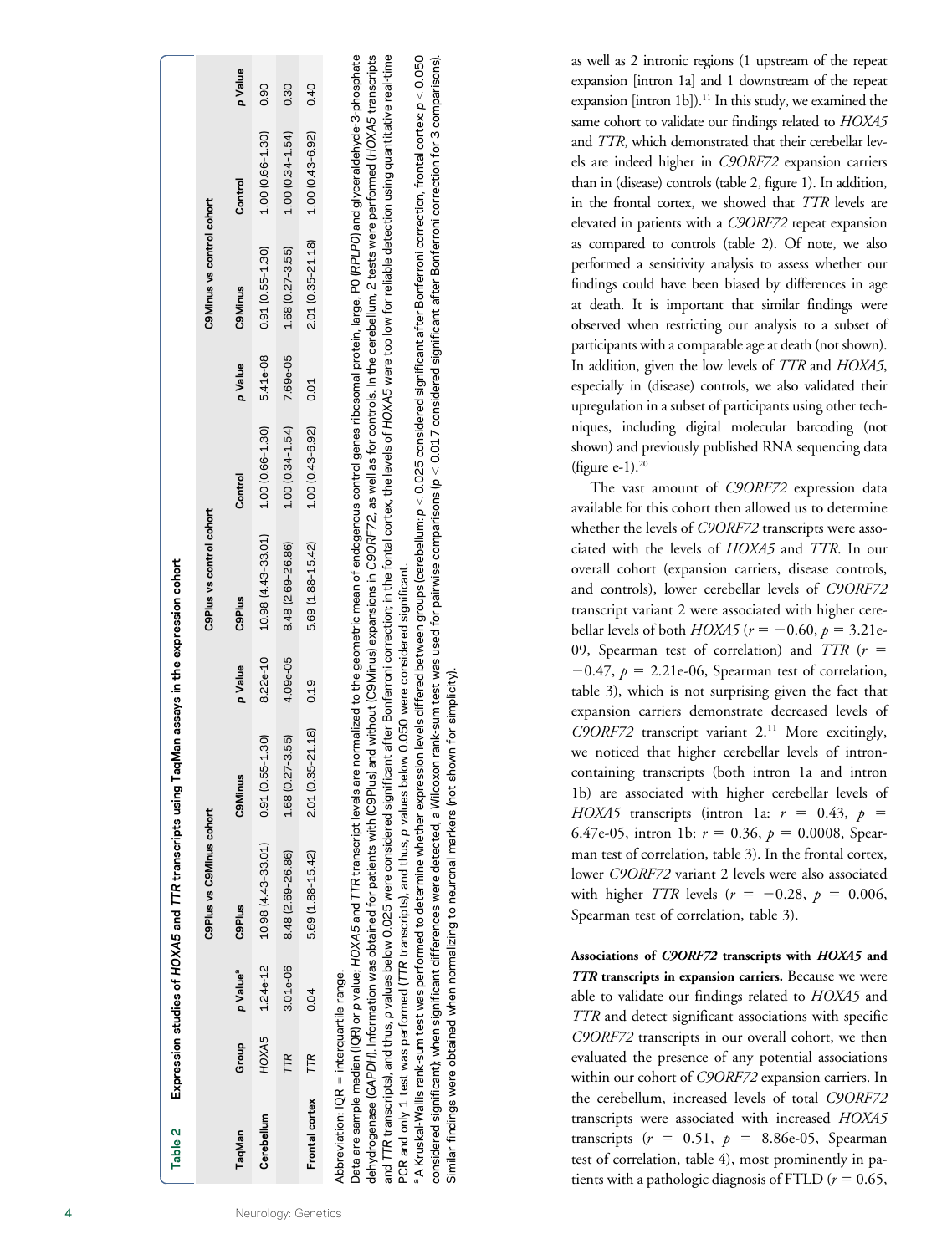**Table 2** Expression studies of *HOXA5* and *TTR* transcripts using TaqMan assays in the expression cohort

| TaqMan | Group | p Value[a] | C9Plus vs C9Minus cohort | | | C9Plus vs control cohort | | | C9Minus vs control cohort | | |
|---|---|---|---|---|---|---|---|---|---|---|---|
| | | | C9Plus | C9Minus | p Value | C9Plus | Control | p Value | C9Minus | Control | p Value |
| Cerebellum | *HOXA5* | 1.24e-12 | 10.98 (4.43–33.01) | 0.91 (0.55–1.30) | 8.22e-10 | 10.98 (4.43–33.01) | 1.00 (0.66–1.30) | 5.41e-08 | 0.91 (0.55–1.30) | 1.00 (0.66–1.30) | 0.90 |
| | *TTR* | 3.01e-06 | 8.48 (2.69–26.86) | 1.68 (0.27–3.55) | 4.09e-05 | 8.48 (2.69–26.86) | 1.00 (0.34–1.54) | 7.69e-05 | 1.68 (0.27–3.55) | 1.00 (0.34–1.54) | 0.30 |
| Frontal cortex | *TTR* | 0.04 | 5.69 (1.88–15.42) | 2.01 (0.35–21.18) | 0.19 | 5.69 (1.88–15.42) | 1.00 (0.43–6.92) | 0.01 | 2.01 (0.35–21.18) | 1.00 (0.43–6.92) | 0.40 |

Abbreviation: IQR = interquartile range.
Data are sample median (IQR) or *p* value; *HOXA5* and *TTR* transcript levels are normalized to the geometric mean of endogenous control genes ribosomal protein, large, P0 (*RPLP0*) and glyceraldehyde-3-phosphate dehydrogenase (*GAPDH*). Information was obtained for patients with (C9Plus) and without (C9Minus) expansions in *C9ORF72*, as well as for controls. In the cerebellum, 2 tests were performed (*HOXA5* transcripts and *TTR* transcripts), and thus, *p* values below 0.025 were considered significant after Bonferroni correction; in the fontal cortex, the levels of *HOXA5* were too low for reliable detection using quantitative real-time PCR and only 1 test was performed (*TTR* transcripts), and thus, *p* values below 0.050 were considered significant.
[a] A Kruskal-Wallis rank-sum test was performed to determine whether expression levels differed between groups (cerebellum: $p < 0.025$ considered significant after Bonferroni correction, frontal cortex: $p < 0.050$ considered significant); when significant differences were detected, a Wilcoxon rank-sum test was used for pairwise comparisons ($p < 0.017$ considered significant after Bonferroni correction for 3 comparisons). Similar findings were obtained when normalizing to neuronal markers (not shown for simplicity).

as well as 2 intronic regions (1 upstream of the repeat expansion [intron 1a] and 1 downstream of the repeat expansion [intron 1b]).[11] In this study, we examined the same cohort to validate our findings related to *HOXA5* and *TTR*, which demonstrated that their cerebellar levels are indeed higher in *C9ORF72* expansion carriers than in (disease) controls (table 2, figure 1). In addition, in the frontal cortex, we showed that *TTR* levels are elevated in patients with a *C9ORF72* repeat expansion as compared to controls (table 2). Of note, we also performed a sensitivity analysis to assess whether our findings could have been biased by differences in age at death. It is important that similar findings were observed when restricting our analysis to a subset of participants with a comparable age at death (not shown). In addition, given the low levels of *TTR* and *HOXA5*, especially in (disease) controls, we also validated their upregulation in a subset of participants using other techniques, including digital molecular barcoding (not shown) and previously published RNA sequencing data (figure e-1).[20]

The vast amount of *C9ORF72* expression data available for this cohort then allowed us to determine whether the levels of *C9ORF72* transcripts were associated with the levels of *HOXA5* and *TTR*. In our overall cohort (expansion carriers, disease controls, and controls), lower cerebellar levels of *C9ORF72* transcript variant 2 were associated with higher cerebellar levels of both *HOXA5* ($r = -0.60$, $p = 3.21\text{e-}09$, Spearman test of correlation) and *TTR* ($r = -0.47$, $p = 2.21\text{e-}06$, Spearman test of correlation, table 3), which is not surprising given the fact that expansion carriers demonstrate decreased levels of *C9ORF72* transcript variant 2.[11] More excitingly, we noticed that higher cerebellar levels of intron-containing transcripts (both intron 1a and intron 1b) are associated with higher cerebellar levels of *HOXA5* transcripts (intron 1a: $r = 0.43$, $p = 6.47\text{e-}05$, intron 1b: $r = 0.36$, $p = 0.0008$, Spearman test of correlation, table 3). In the frontal cortex, lower *C9ORF72* variant 2 levels were also associated with higher *TTR* levels ($r = -0.28$, $p = 0.006$, Spearman test of correlation, table 3).

**Associations of *C9ORF72* transcripts with *HOXA5* and *TTR* transcripts in expansion carriers.** Because we were able to validate our findings related to *HOXA5* and *TTR* and detect significant associations with specific *C9ORF72* transcripts in our overall cohort, we then evaluated the presence of any potential associations within our cohort of *C9ORF72* expansion carriers. In the cerebellum, increased levels of total *C9ORF72* transcripts were associated with increased *HOXA5* transcripts ($r = 0.51$, $p = 8.86\text{e-}05$, Spearman test of correlation, table 4), most prominently in patients with a pathologic diagnosis of FTLD ($r = 0.65$,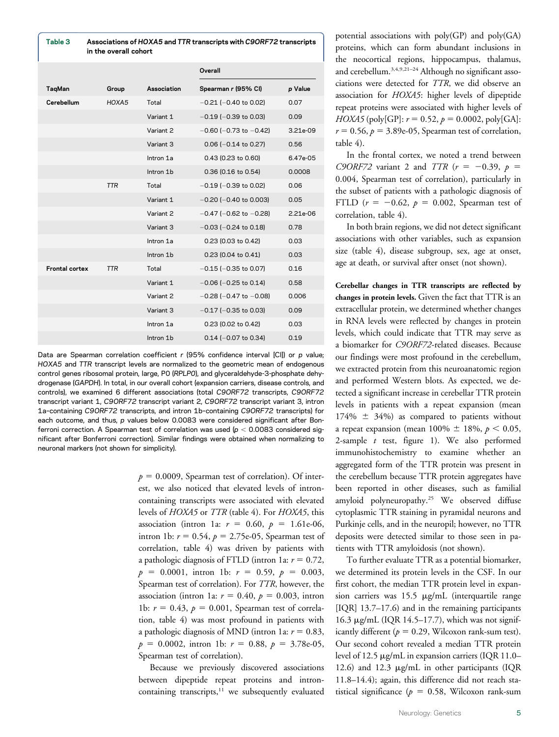**Table 3** Associations of *HOXA5* and *TTR* transcripts with *C9ORF72* transcripts in the overall cohort

| | | | Overall | |
|---|---|---|---|---|
| TaqMan | Group | Association | Spearman r (95% CI) | p Value |
| **Cerebellum** | *HOXA5* | Total | −0.21 (−0.40 to 0.02) | 0.07 |
| | | Variant 1 | −0.19 (−0.39 to 0.03) | 0.09 |
| | | Variant 2 | −0.60 (−0.73 to −0.42) | 3.21e-09 |
| | | Variant 3 | 0.06 (−0.14 to 0.27) | 0.56 |
| | | Intron 1a | 0.43 (0.23 to 0.60) | 6.47e-05 |
| | | Intron 1b | 0.36 (0.16 to 0.54) | 0.0008 |
| | *TTR* | Total | −0.19 (−0.39 to 0.02) | 0.06 |
| | | Variant 1 | −0.20 (−0.40 to 0.003) | 0.05 |
| | | Variant 2 | −0.47 (−0.62 to −0.28) | 2.21e-06 |
| | | Variant 3 | −0.03 (−0.24 to 0.18) | 0.78 |
| | | Intron 1a | 0.23 (0.03 to 0.42) | 0.03 |
| | | Intron 1b | 0.23 (0.04 to 0.41) | 0.03 |
| **Frontal cortex** | *TTR* | Total | −0.15 (−0.35 to 0.07) | 0.16 |
| | | Variant 1 | −0.06 (−0.25 to 0.14) | 0.58 |
| | | Variant 2 | −0.28 (−0.47 to −0.08) | 0.006 |
| | | Variant 3 | −0.17 (−0.35 to 0.03) | 0.09 |
| | | Intron 1a | 0.23 (0.02 to 0.42) | 0.03 |
| | | Intron 1b | 0.14 (−0.07 to 0.34) | 0.19 |

Data are Spearman correlation coefficient r (95% confidence interval [CI]) or p value; *HOXA5* and *TTR* transcript levels are normalized to the geometric mean of endogenous control genes ribosomal protein, large, P0 (*RPLP0*), and glyceraldehyde-3-phosphate dehydrogenase (*GAPDH*). In total, in our overall cohort (expansion carriers, disease controls, and controls), we examined 6 different associations (total *C9ORF72* transcripts, *C9ORF72* transcript variant 1, *C9ORF72* transcript variant 2, *C9ORF72* transcript variant 3, intron 1a–containing *C9ORF72* transcripts, and intron 1b–containing *C9ORF72* transcripts) for each outcome, and thus, p values below 0.0083 were considered significant after Bonferroni correction. A Spearman test of correlation was used ($p < 0.0083$ considered significant after Bonferroni correction). Similar findings were obtained when normalizing to neuronal markers (not shown for simplicity).

$p = 0.0009$, Spearman test of correlation). Of interest, we also noticed that elevated levels of intron-containing transcripts were associated with elevated levels of *HOXA5* or *TTR* (table 4). For *HOXA5*, this association (intron 1a: $r = 0.60$, $p = 1.61\text{e-}06$, intron 1b: $r = 0.54$, $p = 2.75\text{e-}05$, Spearman test of correlation, table 4) was driven by patients with a pathologic diagnosis of FTLD (intron 1a: $r = 0.72$, $p = 0.0001$, intron 1b: $r = 0.59$, $p = 0.003$, Spearman test of correlation). For *TTR*, however, the association (intron 1a: $r = 0.40$, $p = 0.003$, intron 1b: $r = 0.43$, $p = 0.001$, Spearman test of correlation, table 4) was most profound in patients with a pathologic diagnosis of MND (intron 1a: $r = 0.83$, $p = 0.0002$, intron 1b: $r = 0.88$, $p = 3.78\text{e-}05$, Spearman test of correlation).

Because we previously discovered associations between dipeptide repeat proteins and intron-containing transcripts,[11] we subsequently evaluated potential associations with poly(GP) and poly(GA) proteins, which can form abundant inclusions in the neocortical regions, hippocampus, thalamus, and cerebellum.[3,4,9,21–24] Although no significant associations were detected for *TTR*, we did observe an association for *HOXA5*: higher levels of dipeptide repeat proteins were associated with higher levels of *HOXA5* (poly[GP]: $r = 0.52$, $p = 0.0002$, poly[GA]: $r = 0.56$, $p = 3.89\text{e-}05$, Spearman test of correlation, table 4).

In the frontal cortex, we noted a trend between *C9ORF72* variant 2 and *TTR* ($r = -0.39$, $p = 0.004$, Spearman test of correlation), particularly in the subset of patients with a pathologic diagnosis of FTLD ($r = -0.62$, $p = 0.002$, Spearman test of correlation, table 4).

In both brain regions, we did not detect significant associations with other variables, such as expansion size (table 4), disease subgroup, sex, age at onset, age at death, or survival after onset (not shown).

**Cerebellar changes in TTR transcripts are reflected by changes in protein levels.** Given the fact that TTR is an extracellular protein, we determined whether changes in RNA levels were reflected by changes in protein levels, which could indicate that TTR may serve as a biomarker for *C9ORF72*-related diseases. Because our findings were most profound in the cerebellum, we extracted protein from this neuroanatomic region and performed Western blots. As expected, we detected a significant increase in cerebellar TTR protein levels in patients with a repeat expansion (mean 174% ± 34%) as compared to patients without a repeat expansion (mean 100% ± 18%, $p < 0.05$, 2-sample *t* test, figure 1). We also performed immunohistochemistry to examine whether an aggregated form of the TTR protein was present in the cerebellum because TTR protein aggregates have been reported in other diseases, such as familial amyloid polyneuropathy.[25] We observed diffuse cytoplasmic TTR staining in pyramidal neurons and Purkinje cells, and in the neuropil; however, no TTR deposits were detected similar to those seen in patients with TTR amyloidosis (not shown).

To further evaluate TTR as a potential biomarker, we determined its protein levels in the CSF. In our first cohort, the median TTR protein level in expansion carriers was 15.5 μg/mL (interquartile range [IQR] 13.7–17.6) and in the remaining participants 16.3 μg/mL (IQR 14.5–17.7), which was not significantly different ($p = 0.29$, Wilcoxon rank-sum test). Our second cohort revealed a median TTR protein level of 12.5 μg/mL in expansion carriers (IQR 11.0–12.6) and 12.3 μg/mL in other participants (IQR 11.8–14.4); again, this difference did not reach statistical significance ($p = 0.58$, Wilcoxon rank-sum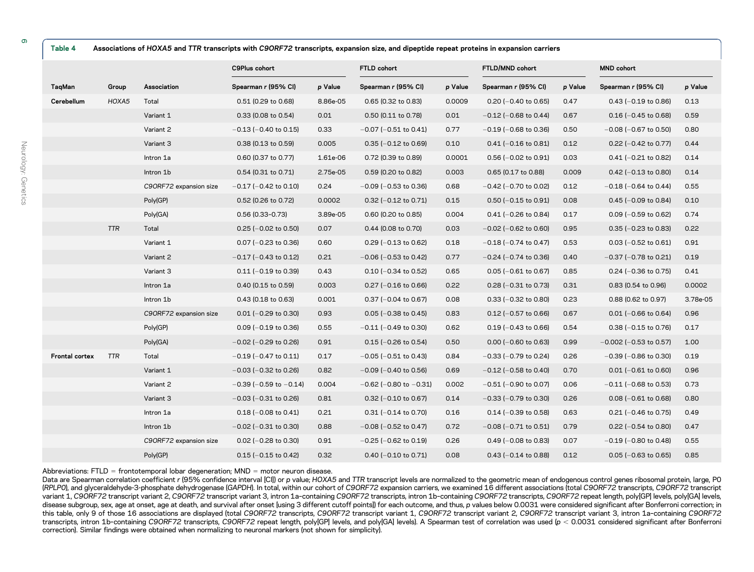**Table 4** Associations of *HOXA5* and *TTR* transcripts with *C9ORF72* transcripts, expansion size, and dipeptide repeat proteins in expansion carriers

| TaqMan | Group | Association | C9Plus cohort | | FTLD cohort | | FTLD/MND cohort | | MND cohort | |
|---|---|---|---|---|---|---|---|---|---|---|
| | | | Spearman r (95% CI) | p Value | Spearman r (95% CI) | p Value | Spearman r (95% CI) | p Value | Spearman r (95% CI) | p Value |
| **Cerebellum** | *HOXA5* | Total | 0.51 (0.29 to 0.68) | 8.86e-05 | 0.65 (0.32 to 0.83) | 0.0009 | 0.20 (−0.40 to 0.65) | 0.47 | 0.43 (−0.19 to 0.86) | 0.13 |
| | | Variant 1 | 0.33 (0.08 to 0.54) | 0.01 | 0.50 (0.11 to 0.78) | 0.01 | −0.12 (−0.68 to 0.44) | 0.67 | 0.16 (−0.45 to 0.68) | 0.59 |
| | | Variant 2 | −0.13 (−0.40 to 0.15) | 0.33 | −0.07 (−0.51 to 0.41) | 0.77 | −0.19 (−0.68 to 0.36) | 0.50 | −0.08 (−0.67 to 0.50) | 0.80 |
| | | Variant 3 | 0.38 (0.13 to 0.59) | 0.005 | 0.35 (−0.12 to 0.69) | 0.10 | 0.41 (−0.16 to 0.81) | 0.12 | 0.22 (−0.42 to 0.77) | 0.44 |
| | | Intron 1a | 0.60 (0.37 to 0.77) | 1.61e-06 | 0.72 (0.39 to 0.89) | 0.0001 | 0.56 (−0.02 to 0.91) | 0.03 | 0.41 (−0.21 to 0.82) | 0.14 |
| | | Intron 1b | 0.54 (0.31 to 0.71) | 2.75e-05 | 0.59 (0.20 to 0.82) | 0.003 | 0.65 (0.17 to 0.88) | 0.009 | 0.42 (−0.13 to 0.80) | 0.14 |
| | | *C9ORF72* expansion size | −0.17 (−0.42 to 0.10) | 0.24 | −0.09 (−0.53 to 0.36) | 0.68 | −0.42 (−0.70 to 0.02) | 0.12 | −0.18 (−0.64 to 0.44) | 0.55 |
| | | Poly(GP) | 0.52 (0.26 to 0.72) | 0.0002 | 0.32 (−0.12 to 0.71) | 0.15 | 0.50 (−0.15 to 0.91) | 0.08 | 0.45 (−0.09 to 0.84) | 0.10 |
| | | Poly(GA) | 0.56 (0.33–0.73) | 3.89e-05 | 0.60 (0.20 to 0.85) | 0.004 | 0.41 (−0.26 to 0.84) | 0.17 | 0.09 (−0.59 to 0.62) | 0.74 |
| | *TTR* | Total | 0.25 (−0.02 to 0.50) | 0.07 | 0.44 (0.08 to 0.70) | 0.03 | −0.02 (−0.62 to 0.60) | 0.95 | 0.35 (−0.23 to 0.83) | 0.22 |
| | | Variant 1 | 0.07 (−0.23 to 0.36) | 0.60 | 0.29 (−0.13 to 0.62) | 0.18 | −0.18 (−0.74 to 0.47) | 0.53 | 0.03 (−0.52 to 0.61) | 0.91 |
| | | Variant 2 | −0.17 (−0.43 to 0.12) | 0.21 | −0.06 (−0.53 to 0.42) | 0.77 | −0.24 (−0.74 to 0.36) | 0.40 | −0.37 (−0.78 to 0.21) | 0.19 |
| | | Variant 3 | 0.11 (−0.19 to 0.39) | 0.43 | 0.10 (−0.34 to 0.52) | 0.65 | 0.05 (−0.61 to 0.67) | 0.85 | 0.24 (−0.36 to 0.75) | 0.41 |
| | | Intron 1a | 0.40 (0.15 to 0.59) | 0.003 | 0.27 (−0.16 to 0.66) | 0.22 | 0.28 (−0.31 to 0.73) | 0.31 | 0.83 (0.54 to 0.96) | 0.0002 |
| | | Intron 1b | 0.43 (0.18 to 0.63) | 0.001 | 0.37 (−0.04 to 0.67) | 0.08 | 0.33 (−0.32 to 0.80) | 0.23 | 0.88 (0.62 to 0.97) | 3.78e-05 |
| | | *C9ORF72* expansion size | 0.01 (−0.29 to 0.30) | 0.93 | 0.05 (−0.38 to 0.45) | 0.83 | 0.12 (−0.57 to 0.66) | 0.67 | 0.01 (−0.66 to 0.64) | 0.96 |
| | | Poly(GP) | 0.09 (−0.19 to 0.36) | 0.55 | −0.11 (−0.49 to 0.30) | 0.62 | 0.19 (−0.43 to 0.66) | 0.54 | 0.38 (−0.15 to 0.76) | 0.17 |
| | | Poly(GA) | −0.02 (−0.29 to 0.26) | 0.91 | 0.15 (−0.26 to 0.54) | 0.50 | 0.00 (−0.60 to 0.63) | 0.99 | −0.002 (−0.53 to 0.57) | 1.00 |
| **Frontal cortex** | *TTR* | Total | −0.19 (−0.47 to 0.11) | 0.17 | −0.05 (−0.51 to 0.43) | 0.84 | −0.33 (−0.79 to 0.24) | 0.26 | −0.39 (−0.86 to 0.30) | 0.19 |
| | | Variant 1 | −0.03 (−0.32 to 0.26) | 0.82 | −0.09 (−0.40 to 0.56) | 0.69 | −0.12 (−0.58 to 0.40) | 0.70 | 0.01 (−0.61 to 0.60) | 0.96 |
| | | Variant 2 | −0.39 (−0.59 to −0.14) | 0.004 | −0.62 (−0.80 to −0.31) | 0.002 | −0.51 (−0.90 to 0.07) | 0.06 | −0.11 (−0.68 to 0.53) | 0.73 |
| | | Variant 3 | −0.03 (−0.31 to 0.26) | 0.81 | 0.32 (−0.10 to 0.67) | 0.14 | −0.33 (−0.79 to 0.30) | 0.26 | 0.08 (−0.61 to 0.68) | 0.80 |
| | | Intron 1a | 0.18 (−0.08 to 0.41) | 0.21 | 0.31 (−0.14 to 0.70) | 0.16 | 0.14 (−0.39 to 0.58) | 0.63 | 0.21 (−0.46 to 0.75) | 0.49 |
| | | Intron 1b | −0.02 (−0.31 to 0.30) | 0.88 | −0.08 (−0.52 to 0.47) | 0.72 | −0.08 (−0.71 to 0.51) | 0.79 | 0.22 (−0.54 to 0.80) | 0.47 |
| | | *C9ORF72* expansion size | 0.02 (−0.28 to 0.30) | 0.91 | −0.25 (−0.62 to 0.19) | 0.26 | 0.49 (−0.08 to 0.83) | 0.07 | −0.19 (−0.80 to 0.48) | 0.55 |
| | | Poly(GP) | 0.15 (−0.15 to 0.42) | 0.32 | 0.40 (−0.10 to 0.71) | 0.08 | 0.43 (−0.14 to 0.88) | 0.12 | 0.05 (−0.63 to 0.65) | 0.85 |

Abbreviations: FTLD = frontotemporal lobar degeneration; MND = motor neuron disease.

Data are Spearman correlation coefficient *r* (95% confidence interval [CI]) or *p* value; *HOXA5* and *TTR* transcript levels are normalized to the geometric mean of endogenous control genes ribosomal protein, large, P0 (*RPLP0*), and glyceraldehyde-3-phosphate dehydrogenase (*GAPDH*). In total, within our cohort of *C9ORF72* expansion carriers, we examined 16 different associations (total *C9ORF72* transcripts, *C9ORF72* transcript variant 1, *C9ORF72* transcript variant 2, *C9ORF72* transcript variant 3, intron 1a-containing *C9ORF72* transcripts, intron 1b-containing *C9ORF72* transcripts, *C9ORF72* repeat length, poly(GP) levels, poly(GA) levels, disease subgroup, sex, age at onset, age at death, and survival after onset [using 3 different cutoff points]) for each outcome, and thus, *p* values below 0.0031 were considered significant after Bonferroni correction; in this table, only 9 of those 16 associations are displayed (total *C9ORF72* transcripts, *C9ORF72* transcript variant 1, *C9ORF72* transcript variant 2, *C9ORF72* transcript variant 3, intron 1a-containing *C9ORF72* transcripts, intron 1b-containing *C9ORF72* transcripts, *C9ORF72* repeat length, poly(GP) levels, and poly(GA) levels). A Spearman test of correlation was used ($p < 0.0031$ considered significant after Bonferroni correction). Similar findings were obtained when normalizing to neuronal markers (not shown for simplicity).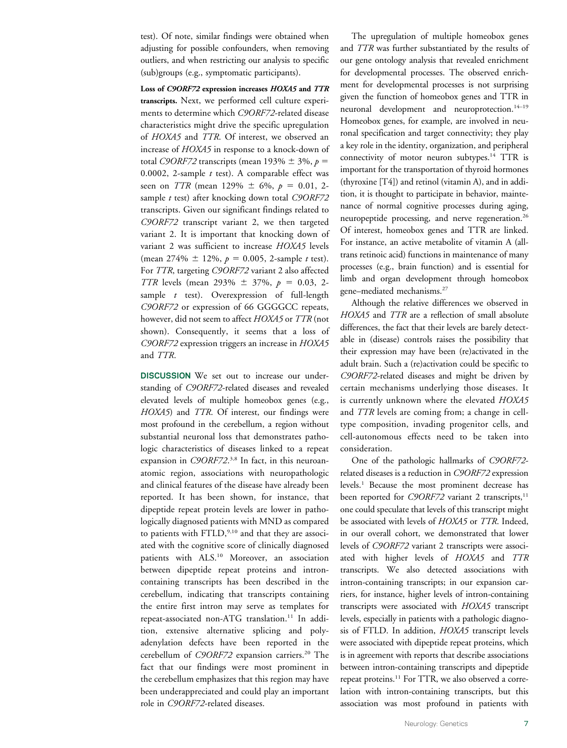test). Of note, similar findings were obtained when adjusting for possible confounders, when removing outliers, and when restricting our analysis to specific (sub)groups (e.g., symptomatic participants).

**Loss of *C9ORF72* expression increases *HOXA5* and *TTR* transcripts.** Next, we performed cell culture experiments to determine which *C9ORF72*-related disease characteristics might drive the specific upregulation of *HOXA5* and *TTR*. Of interest, we observed an increase of *HOXA5* in response to a knock-down of total *C9ORF72* transcripts (mean 193% $\pm$ 3%, $p$ = 0.0002, 2-sample $t$ test). A comparable effect was seen on *TTR* (mean 129% $\pm$ 6%, $p$ = 0.01, 2-sample $t$ test) after knocking down total *C9ORF72* transcripts. Given our significant findings related to *C9ORF72* transcript variant 2, we then targeted variant 2. It is important that knocking down of variant 2 was sufficient to increase *HOXA5* levels (mean 274% $\pm$ 12%, $p$ = 0.005, 2-sample $t$ test). For *TTR*, targeting *C9ORF72* variant 2 also affected *TTR* levels (mean 293% $\pm$ 37%, $p$ = 0.03, 2-sample $t$ test). Overexpression of full-length *C9ORF72* or expression of 66 GGGGCC repeats, however, did not seem to affect *HOXA5* or *TTR* (not shown). Consequently, it seems that a loss of *C9ORF72* expression triggers an increase in *HOXA5* and *TTR*.

## DISCUSSION

We set out to increase our understanding of *C9ORF72*-related diseases and revealed elevated levels of multiple homeobox genes (e.g., *HOXA5*) and *TTR*. Of interest, our findings were most profound in the cerebellum, a region without substantial neuronal loss that demonstrates pathologic characteristics of diseases linked to a repeat expansion in *C9ORF72*.[3,8] In fact, in this neuroanatomic region, associations with neuropathologic and clinical features of the disease have already been reported. It has been shown, for instance, that dipeptide repeat protein levels are lower in pathologically diagnosed patients with MND as compared to patients with FTLD,[9,10] and that they are associated with the cognitive score of clinically diagnosed patients with ALS.[10] Moreover, an association between dipeptide repeat proteins and intron-containing transcripts has been described in the cerebellum, indicating that transcripts containing the entire first intron may serve as templates for repeat-associated non-ATG translation.[11] In addition, extensive alternative splicing and polyadenylation defects have been reported in the cerebellum of *C9ORF72* expansion carriers.[20] The fact that our findings were most prominent in the cerebellum emphasizes that this region may have been underappreciated and could play an important role in *C9ORF72*-related diseases.

The upregulation of multiple homeobox genes and *TTR* was further substantiated by the results of our gene ontology analysis that revealed enrichment for developmental processes. The observed enrichment for developmental processes is not surprising given the function of homeobox genes and TTR in neuronal development and neuroprotection.[14–19] Homeobox genes, for example, are involved in neuronal specification and target connectivity; they play a key role in the identity, organization, and peripheral connectivity of motor neuron subtypes.[14] TTR is important for the transportation of thyroid hormones (thyroxine [T4]) and retinol (vitamin A), and in addition, it is thought to participate in behavior, maintenance of normal cognitive processes during aging, neuropeptide processing, and nerve regeneration.[26] Of interest, homeobox genes and TTR are linked. For instance, an active metabolite of vitamin A (all-trans retinoic acid) functions in maintenance of many processes (e.g., brain function) and is essential for limb and organ development through homeobox gene–mediated mechanisms.[27]

Although the relative differences we observed in *HOXA5* and *TTR* are a reflection of small absolute differences, the fact that their levels are barely detectable in (disease) controls raises the possibility that their expression may have been (re)activated in the adult brain. Such a (re)activation could be specific to *C9ORF72*-related diseases and might be driven by certain mechanisms underlying those diseases. It is currently unknown where the elevated *HOXA5* and *TTR* levels are coming from; a change in cell-type composition, invading progenitor cells, and cell-autonomous effects need to be taken into consideration.

One of the pathologic hallmarks of *C9ORF72*-related diseases is a reduction in *C9ORF72* expression levels.[1] Because the most prominent decrease has been reported for *C9ORF72* variant 2 transcripts,[11] one could speculate that levels of this transcript might be associated with levels of *HOXA5* or *TTR*. Indeed, in our overall cohort, we demonstrated that lower levels of *C9ORF72* variant 2 transcripts were associated with higher levels of *HOXA5* and *TTR* transcripts. We also detected associations with intron-containing transcripts; in our expansion carriers, for instance, higher levels of intron-containing transcripts were associated with *HOXA5* transcript levels, especially in patients with a pathologic diagnosis of FTLD. In addition, *HOXA5* transcript levels were associated with dipeptide repeat proteins, which is in agreement with reports that describe associations between intron-containing transcripts and dipeptide repeat proteins.[11] For TTR, we also observed a correlation with intron-containing transcripts, but this association was most profound in patients with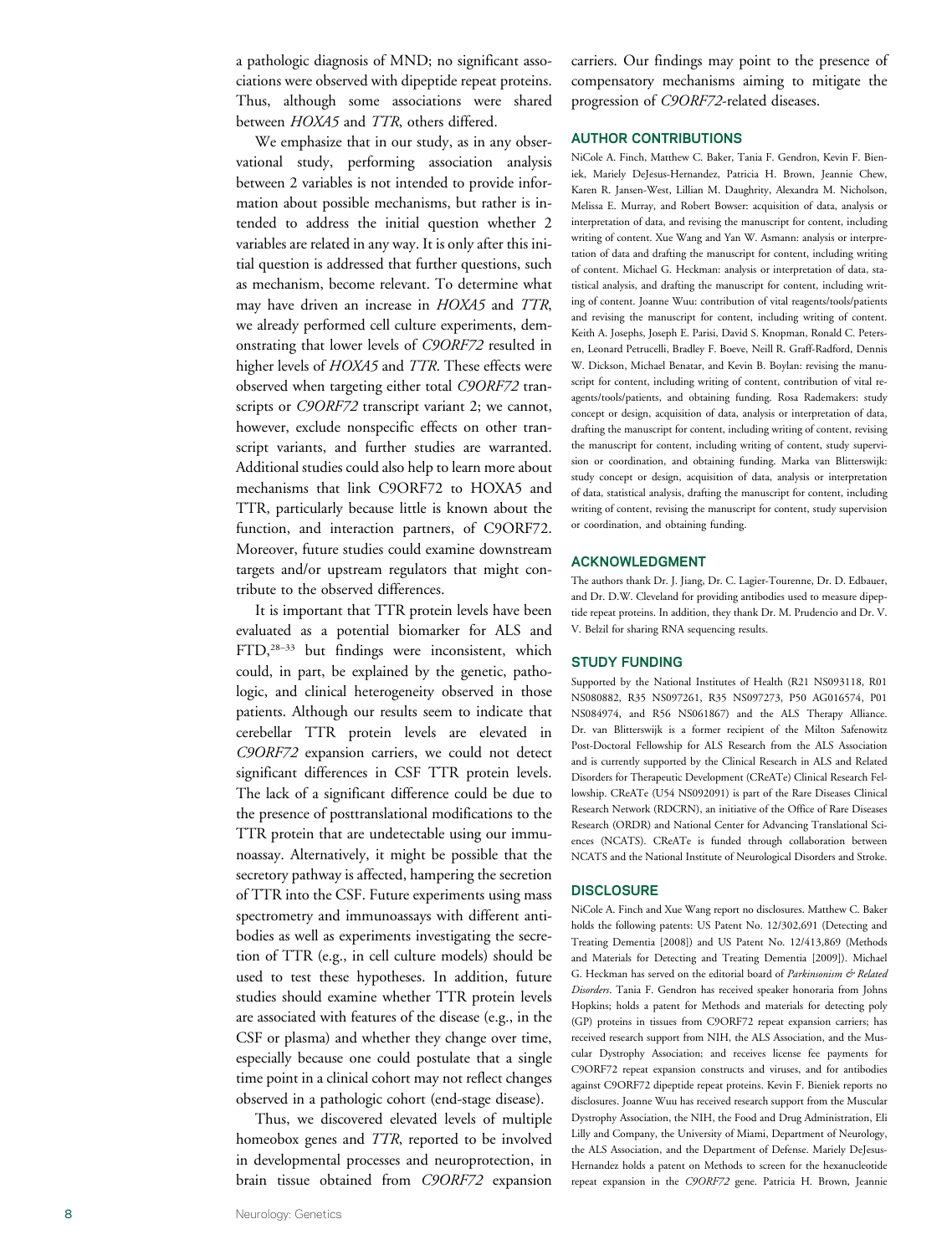a pathologic diagnosis of MND; no significant associations were observed with dipeptide repeat proteins. Thus, although some associations were shared between *HOXA5* and *TTR*, others differed.

We emphasize that in our study, as in any observational study, performing association analysis between 2 variables is not intended to provide information about possible mechanisms, but rather is intended to address the initial question whether 2 variables are related in any way. It is only after this initial question is addressed that further questions, such as mechanism, become relevant. To determine what may have driven an increase in *HOXA5* and *TTR*, we already performed cell culture experiments, demonstrating that lower levels of *C9ORF72* resulted in higher levels of *HOXA5* and *TTR*. These effects were observed when targeting either total *C9ORF72* transcripts or *C9ORF72* transcript variant 2; we cannot, however, exclude nonspecific effects on other transcript variants, and further studies are warranted. Additional studies could also help to learn more about mechanisms that link C9ORF72 to HOXA5 and TTR, particularly because little is known about the function, and interaction partners, of C9ORF72. Moreover, future studies could examine downstream targets and/or upstream regulators that might contribute to the observed differences.

It is important that TTR protein levels have been evaluated as a potential biomarker for ALS and FTD,[28–33] but findings were inconsistent, which could, in part, be explained by the genetic, pathologic, and clinical heterogeneity observed in those patients. Although our results seem to indicate that cerebellar TTR protein levels are elevated in *C9ORF72* expansion carriers, we could not detect significant differences in CSF TTR protein levels. The lack of a significant difference could be due to the presence of posttranslational modifications to the TTR protein that are undetectable using our immunoassay. Alternatively, it might be possible that the secretory pathway is affected, hampering the secretion of TTR into the CSF. Future experiments using mass spectrometry and immunoassays with different antibodies as well as experiments investigating the secretion of TTR (e.g., in cell culture models) should be used to test these hypotheses. In addition, future studies should examine whether TTR protein levels are associated with features of the disease (e.g., in the CSF or plasma) and whether they change over time, especially because one could postulate that a single time point in a clinical cohort may not reflect changes observed in a pathologic cohort (end-stage disease).

Thus, we discovered elevated levels of multiple homeobox genes and *TTR*, reported to be involved in developmental processes and neuroprotection, in brain tissue obtained from *C9ORF72* expansion carriers. Our findings may point to the presence of compensatory mechanisms aiming to mitigate the progression of *C9ORF72*-related diseases.

## AUTHOR CONTRIBUTIONS

NiCole A. Finch, Matthew C. Baker, Tania F. Gendron, Kevin F. Bieniek, Mariely DeJesus-Hernandez, Patricia H. Brown, Jeannie Chew, Karen R. Jansen-West, Lillian M. Daughrity, Alexandra M. Nicholson, Melissa E. Murray, and Robert Bowser: acquisition of data, analysis or interpretation of data, and revising the manuscript for content, including writing of content. Xue Wang and Yan W. Asmann: analysis or interpretation of data and drafting the manuscript for content, including writing of content. Michael G. Heckman: analysis or interpretation of data, statistical analysis, and drafting the manuscript for content, including writing of content. Joanne Wuu: contribution of vital reagents/tools/patients and revising the manuscript for content, including writing of content. Keith A. Josephs, Joseph E. Parisi, David S. Knopman, Ronald C. Petersen, Leonard Petrucelli, Bradley F. Boeve, Neill R. Graff-Radford, Dennis W. Dickson, Michael Benatar, and Kevin B. Boylan: revising the manuscript for content, including writing of content, contribution of vital reagents/tools/patients, and obtaining funding. Rosa Rademakers: study concept or design, acquisition of data, analysis or interpretation of data, drafting the manuscript for content, including writing of content, revising the manuscript for content, including writing of content, study supervision or coordination, and obtaining funding. Marka van Blitterswijk: study concept or design, acquisition of data, analysis or interpretation of data, statistical analysis, drafting the manuscript for content, including writing of content, revising the manuscript for content, study supervision or coordination, and obtaining funding.

## ACKNOWLEDGMENT

The authors thank Dr. J. Jiang, Dr. C. Lagier-Tourenne, Dr. D. Edbauer, and Dr. D.W. Cleveland for providing antibodies used to measure dipeptide repeat proteins. In addition, they thank Dr. M. Prudencio and Dr. V. V. Belzil for sharing RNA sequencing results.

## STUDY FUNDING

Supported by the National Institutes of Health (R21 NS093118, R01 NS080882, R35 NS097261, R35 NS097273, P50 AG016574, P01 NS084974, and R56 NS061867) and the ALS Therapy Alliance. Dr. van Blitterswijk is a former recipient of the Milton Safenowitz Post-Doctoral Fellowship for ALS Research from the ALS Association and is currently supported by the Clinical Research in ALS and Related Disorders for Therapeutic Development (CReATe) Clinical Research Fellowship. CReATe (U54 NS092091) is part of the Rare Diseases Clinical Research Network (RDCRN), an initiative of the Office of Rare Diseases Research (ORDR) and National Center for Advancing Translational Sciences (NCATS). CReATe is funded through collaboration between NCATS and the National Institute of Neurological Disorders and Stroke.

## DISCLOSURE

NiCole A. Finch and Xue Wang report no disclosures. Matthew C. Baker holds the following patents: US Patent No. 12/302,691 (Detecting and Treating Dementia [2008]) and US Patent No. 12/413,869 (Methods and Materials for Detecting and Treating Dementia [2009]). Michael G. Heckman has served on the editorial board of *Parkinsonism & Related Disorders*. Tania F. Gendron has received speaker honoraria from Johns Hopkins; holds a patent for Methods and materials for detecting poly (GP) proteins in tissues from C9ORF72 repeat expansion carriers; has received research support from NIH, the ALS Association, and the Muscular Dystrophy Association; and receives license fee payments for C9ORF72 repeat expansion constructs and viruses, and for antibodies against C9ORF72 dipeptide repeat proteins. Kevin F. Bieniek reports no disclosures. Joanne Wuu has received research support from the Muscular Dystrophy Association, the NIH, the Food and Drug Administration, Eli Lilly and Company, the University of Miami, Department of Neurology, the ALS Association, and the Department of Defense. Mariely DeJesus-Hernandez holds a patent on Methods to screen for the hexanucleotide repeat expansion in the *C9ORF72* gene. Patricia H. Brown, Jeannie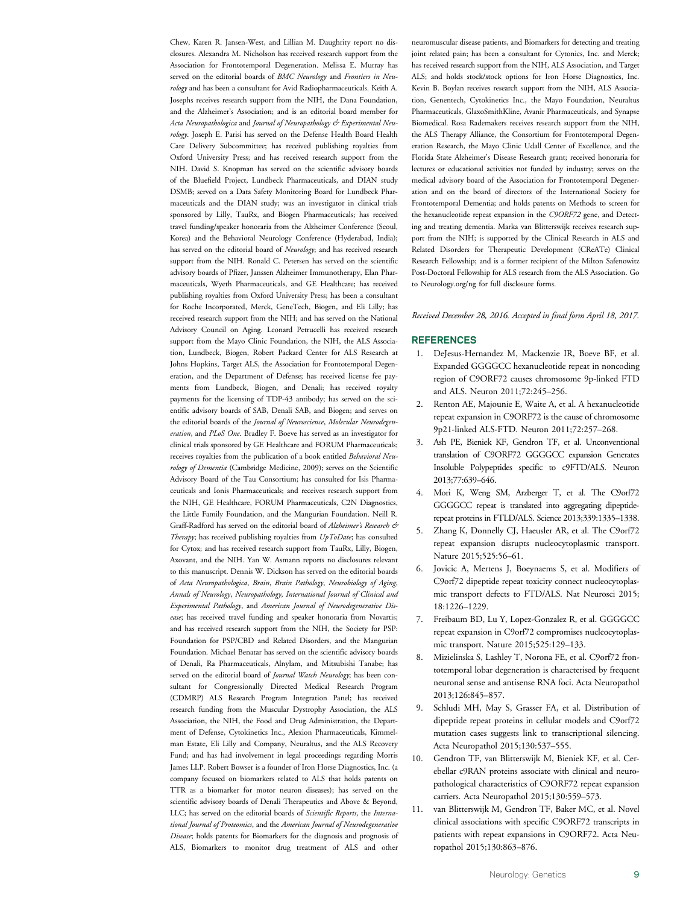Chew, Karen R. Jansen-West, and Lillian M. Daughrity report no disclosures. Alexandra M. Nicholson has received research support from the Association for Frontotemporal Degeneration. Melissa E. Murray has served on the editorial boards of *BMC Neurology* and *Frontiers in Neurology* and has been a consultant for Avid Radiopharmaceuticals. Keith A. Josephs receives research support from the NIH, the Dana Foundation, and the Alzheimer's Association; and is an editorial board member for *Acta Neuropathologica* and *Journal of Neuropathology & Experimental Neurology*. Joseph E. Parisi has served on the Defense Health Board Health Care Delivery Subcommittee; has received publishing royalties from Oxford University Press; and has received research support from the NIH. David S. Knopman has served on the scientific advisory boards of the Bluefield Project, Lundbeck Pharmaceuticals, and DIAN study DSMB; served on a Data Safety Monitoring Board for Lundbeck Pharmaceuticals and the DIAN study; was an investigator in clinical trials sponsored by Lilly, TauRx, and Biogen Pharmaceuticals; has received travel funding/speaker honoraria from the Alzheimer Conference (Seoul, Korea) and the Behavioral Neurology Conference (Hyderabad, India); has served on the editorial board of *Neurology*; and has received research support from the NIH. Ronald C. Petersen has served on the scientific advisory boards of Pfizer, Janssen Alzheimer Immunotherapy, Elan Pharmaceuticals, Wyeth Pharmaceuticals, and GE Healthcare; has received publishing royalties from Oxford University Press; has been a consultant for Roche Incorporated, Merck, GeneTech, Biogen, and Eli Lilly; has received research support from the NIH; and has served on the National Advisory Council on Aging. Leonard Petrucelli has received research support from the Mayo Clinic Foundation, the NIH, the ALS Association, Lundbeck, Biogen, Robert Packard Center for ALS Research at Johns Hopkins, Target ALS, the Association for Frontotemporal Degeneration, and the Department of Defense; has received license fee payments from Lundbeck, Biogen, and Denali; has received royalty payments for the licensing of TDP-43 antibody; has served on the scientific advisory boards of SAB, Denali SAB, and Biogen; and serves on the editorial boards of the *Journal of Neuroscience*, *Molecular Neurodegeneration*, and *PLoS One*. Bradley F. Boeve has served as an investigator for clinical trials sponsored by GE Healthcare and FORUM Pharmaceuticals; receives royalties from the publication of a book entitled *Behavioral Neurology of Dementia* (Cambridge Medicine, 2009); serves on the Scientific Advisory Board of the Tau Consortium; has consulted for Isis Pharmaceuticals and Ionis Pharmaceuticals; and receives research support from the NIH, GE Healthcare, FORUM Pharmaceuticals, C2N Diagnostics, the Little Family Foundation, and the Mangurian Foundation. Neill R. Graff-Radford has served on the editorial board of *Alzheimer's Research & Therapy*; has received publishing royalties from *UpToDate*; has consulted for Cytox; and has received research support from TauRx, Lilly, Biogen, Axovant, and the NIH. Yan W. Asmann reports no disclosures relevant to this manuscript. Dennis W. Dickson has served on the editorial boards of *Acta Neuropathologica*, *Brain*, *Brain Pathology*, *Neurobiology of Aging*, *Annals of Neurology*, *Neuropathology*, *International Journal of Clinical and Experimental Pathology*, and *American Journal of Neurodegenerative Disease*; has received travel funding and speaker honoraria from Novartis; and has received research support from the NIH, the Society for PSP: Foundation for PSP/CBD and Related Disorders, and the Mangurian Foundation. Michael Benatar has served on the scientific advisory boards of Denali, Ra Pharmaceuticals, Alnylam, and Mitsubishi Tanabe; has served on the editorial board of *Journal Watch Neurology*; has been consultant for Congressionally Directed Medical Research Program (CDMRP) ALS Research Program Integration Panel; has received research funding from the Muscular Dystrophy Association, the ALS Association, the NIH, the Food and Drug Administration, the Department of Defense, Cytokinetics Inc., Alexion Pharmaceuticals, Kimmelman Estate, Eli Lilly and Company, Neuraltus, and the ALS Recovery Fund; and has had involvement in legal proceedings regarding Morris James LLP. Robert Bowser is a founder of Iron Horse Diagnostics, Inc. (a company focused on biomarkers related to ALS that holds patents on TTR as a biomarker for motor neuron diseases); has served on the scientific advisory boards of Denali Therapeutics and Above & Beyond, LLC; has served on the editorial boards of *Scientific Reports*, the *International Journal of Proteomics*, and the *American Journal of Neurodegenerative Disease*; holds patents for Biomarkers for the diagnosis and prognosis of ALS, Biomarkers to monitor drug treatment of ALS and other neuromuscular disease patients, and Biomarkers for detecting and treating joint related pain; has been a consultant for Cytonics, Inc. and Merck; has received research support from the NIH, ALS Association, and Target ALS; and holds stock/stock options for Iron Horse Diagnostics, Inc. Kevin B. Boylan receives research support from the NIH, ALS Association, Genentech, Cytokinetics Inc., the Mayo Foundation, Neuraltus Pharmaceuticals, GlaxoSmithKline, Avanir Pharmaceuticals, and Synapse Biomedical. Rosa Rademakers receives research support from the NIH, the ALS Therapy Alliance, the Consortium for Frontotemporal Degeneration Research, the Mayo Clinic Udall Center of Excellence, and the Florida State Alzheimer's Disease Research grant; received honoraria for lectures or educational activities not funded by industry; serves on the medical advisory board of the Association for Frontotemporal Degeneration and on the board of directors of the International Society for Frontotemporal Dementia; and holds patents on Methods to screen for the hexanucleotide repeat expansion in the *C9ORF72* gene, and Detecting and treating dementia. Marka van Blitterswijk receives research support from the NIH; is supported by the Clinical Research in ALS and Related Disorders for Therapeutic Development (CReATe) Clinical Research Fellowship; and is a former recipient of the Milton Safenowitz Post-Doctoral Fellowship for ALS research from the ALS Association. Go to Neurology.org/ng for full disclosure forms.

*Received December 28, 2016. Accepted in final form April 18, 2017.*

## REFERENCES

1. DeJesus-Hernandez M, Mackenzie IR, Boeve BF, et al. Expanded GGGGCC hexanucleotide repeat in noncoding region of C9ORF72 causes chromosome 9p-linked FTD and ALS. Neuron 2011;72:245–256.
2. Renton AE, Majounie E, Waite A, et al. A hexanucleotide repeat expansion in C9ORF72 is the cause of chromosome 9p21-linked ALS-FTD. Neuron 2011;72:257–268.
3. Ash PE, Bieniek KF, Gendron TF, et al. Unconventional translation of C9ORF72 GGGGCC expansion Generates Insoluble Polypeptides specific to c9FTD/ALS. Neuron 2013;77:639–646.
4. Mori K, Weng SM, Arzberger T, et al. The C9orf72 GGGGCC repeat is translated into aggregating dipeptide-repeat proteins in FTLD/ALS. Science 2013;339:1335–1338.
5. Zhang K, Donnelly CJ, Haeusler AR, et al. The C9orf72 repeat expansion disrupts nucleocytoplasmic transport. Nature 2015;525:56–61.
6. Jovicic A, Mertens J, Boeynaems S, et al. Modifiers of C9orf72 dipeptide repeat toxicity connect nucleocytoplasmic transport defects to FTD/ALS. Nat Neurosci 2015; 18:1226–1229.
7. Freibaum BD, Lu Y, Lopez-Gonzalez R, et al. GGGGCC repeat expansion in C9orf72 compromises nucleocytoplasmic transport. Nature 2015;525:129–133.
8. Mizielinska S, Lashley T, Norona FE, et al. C9orf72 frontotemporal lobar degeneration is characterised by frequent neuronal sense and antisense RNA foci. Acta Neuropathol 2013;126:845–857.
9. Schludi MH, May S, Grasser FA, et al. Distribution of dipeptide repeat proteins in cellular models and C9orf72 mutation cases suggests link to transcriptional silencing. Acta Neuropathol 2015;130:537–555.
10. Gendron TF, van Blitterswijk M, Bieniek KF, et al. Cerebellar c9RAN proteins associate with clinical and neuropathological characteristics of C9ORF72 repeat expansion carriers. Acta Neuropathol 2015;130:559–573.
11. van Blitterswijk M, Gendron TF, Baker MC, et al. Novel clinical associations with specific C9ORF72 transcripts in patients with repeat expansions in C9ORF72. Acta Neuropathol 2015;130:863–876.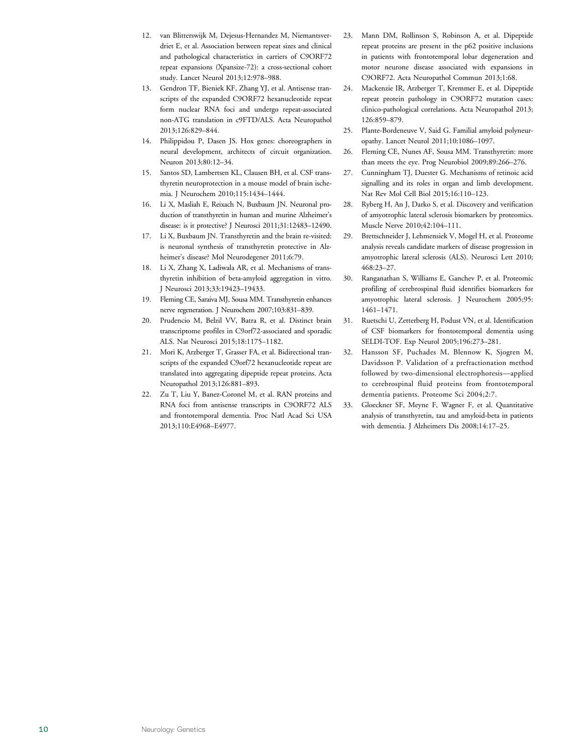12. van Blitterswijk M, Dejesus-Hernandez M, Niemantsverdriet E, et al. Association between repeat sizes and clinical and pathological characteristics in carriers of C9ORF72 repeat expansions (Xpansize-72): a cross-sectional cohort study. Lancet Neurol 2013;12:978–988.
13. Gendron TF, Bieniek KF, Zhang YJ, et al. Antisense transcripts of the expanded C9ORF72 hexanucleotide repeat form nuclear RNA foci and undergo repeat-associated non-ATG translation in c9FTD/ALS. Acta Neuropathol 2013;126:829–844.
14. Philippidou P, Dasen JS. Hox genes: choreographers in neural development, architects of circuit organization. Neuron 2013;80:12–34.
15. Santos SD, Lambertsen KL, Clausen BH, et al. CSF transthyretin neuroprotection in a mouse model of brain ischemia. J Neurochem 2010;115:1434–1444.
16. Li X, Masliah E, Reixach N, Buxbaum JN. Neuronal production of transthyretin in human and murine Alzheimer's disease: is it protective? J Neurosci 2011;31:12483–12490.
17. Li X, Buxbaum JN. Transthyretin and the brain re-visited: is neuronal synthesis of transthyretin protective in Alzheimer's disease? Mol Neurodegener 2011;6:79.
18. Li X, Zhang X, Ladiwala AR, et al. Mechanisms of transthyretin inhibition of beta-amyloid aggregation in vitro. J Neurosci 2013;33:19423–19433.
19. Fleming CE, Saraiva MJ, Sousa MM. Transthyretin enhances nerve regeneration. J Neurochem 2007;103:831–839.
20. Prudencio M, Belzil VV, Batra R, et al. Distinct brain transcriptome profiles in C9orf72-associated and sporadic ALS. Nat Neurosci 2015;18:1175–1182.
21. Mori K, Arzberger T, Grasser FA, et al. Bidirectional transcripts of the expanded C9orf72 hexanucleotide repeat are translated into aggregating dipeptide repeat proteins. Acta Neuropathol 2013;126:881–893.
22. Zu T, Liu Y, Banez-Coronel M, et al. RAN proteins and RNA foci from antisense transcripts in C9ORF72 ALS and frontotemporal dementia. Proc Natl Acad Sci USA 2013;110:E4968–E4977.
23. Mann DM, Rollinson S, Robinson A, et al. Dipeptide repeat proteins are present in the p62 positive inclusions in patients with frontotemporal lobar degeneration and motor neurone disease associated with expansions in C9ORF72. Acta Neuropathol Commun 2013;1:68.
24. Mackenzie IR, Arzberger T, Kremmer E, et al. Dipeptide repeat protein pathology in C9ORF72 mutation cases: clinico-pathological correlations. Acta Neuropathol 2013;126:859–879.
25. Plante-Bordeneuve V, Said G. Familial amyloid polyneuropathy. Lancet Neurol 2011;10:1086–1097.
26. Fleming CE, Nunes AF, Sousa MM. Transthyretin: more than meets the eye. Prog Neurobiol 2009;89:266–276.
27. Cunningham TJ, Duester G. Mechanisms of retinoic acid signalling and its roles in organ and limb development. Nat Rev Mol Cell Biol 2015;16:110–123.
28. Ryberg H, An J, Darko S, et al. Discovery and verification of amyotrophic lateral sclerosis biomarkers by proteomics. Muscle Nerve 2010;42:104–111.
29. Brettschneider J, Lehmensiek V, Mogel H, et al. Proteome analysis reveals candidate markers of disease progression in amyotrophic lateral sclerosis (ALS). Neurosci Lett 2010;468:23–27.
30. Ranganathan S, Williams E, Ganchev P, et al. Proteomic profiling of cerebrospinal fluid identifies biomarkers for amyotrophic lateral sclerosis. J Neurochem 2005;95:1461–1471.
31. Ruetschi U, Zetterberg H, Podust VN, et al. Identification of CSF biomarkers for frontotemporal dementia using SELDI-TOF. Exp Neurol 2005;196:273–281.
32. Hansson SF, Puchades M, Blennow K, Sjogren M, Davidsson P. Validation of a prefractionation method followed by two-dimensional electrophoresis—applied to cerebrospinal fluid proteins from frontotemporal dementia patients. Proteome Sci 2004;2:7.
33. Gloeckner SF, Meyne F, Wagner F, et al. Quantitative analysis of transthyretin, tau and amyloid-beta in patients with dementia. J Alzheimers Dis 2008;14:17–25.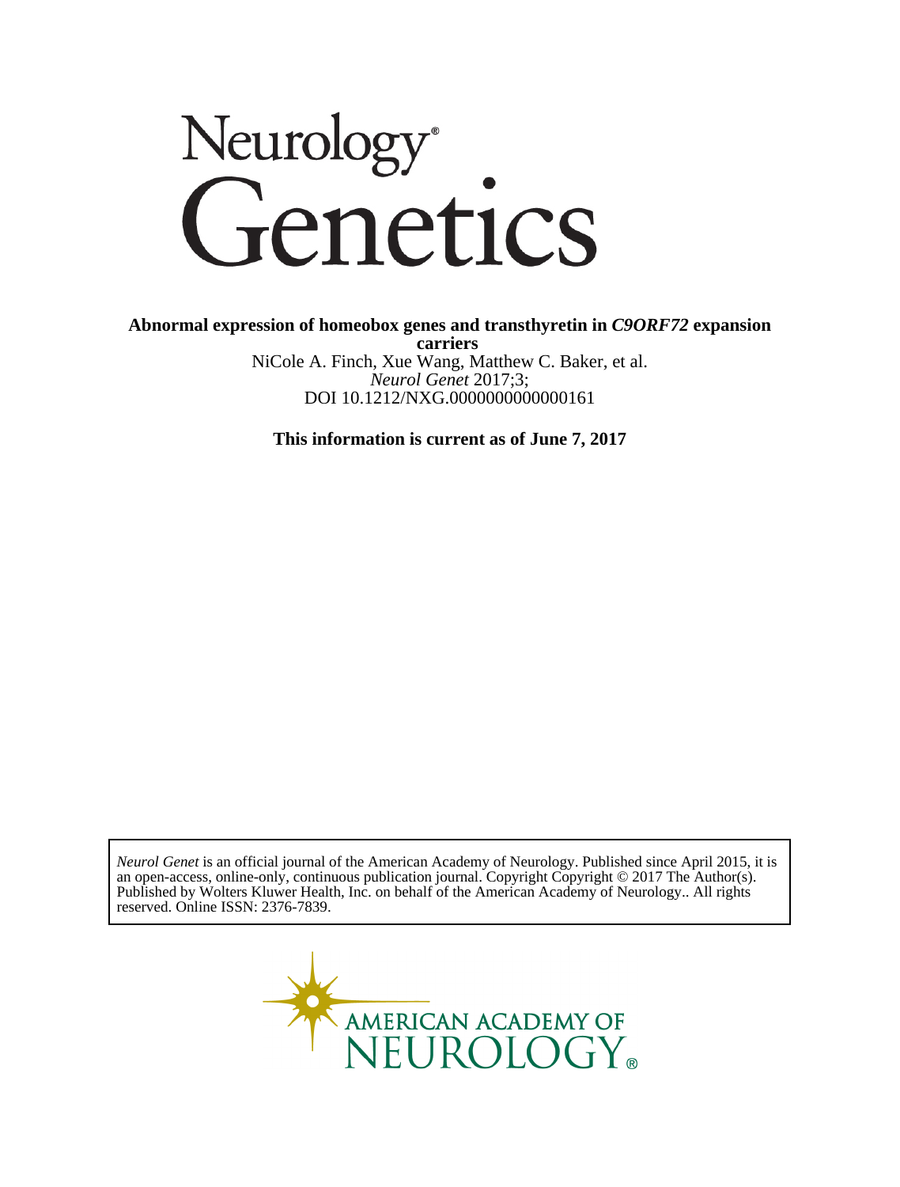# Neurology® Genetics

**Abnormal expression of homeobox genes and transthyretin in *C9ORF72* expansion carriers**

NiCole A. Finch, Xue Wang, Matthew C. Baker, et al.

*Neurol Genet* 2017;3;

DOI 10.1212/NXG.0000000000000161

**This information is current as of June 7, 2017**

*Neurol Genet* is an official journal of the American Academy of Neurology. Published since April 2015, it is an open-access, online-only, continuous publication journal. Copyright Copyright © 2017 The Author(s). Published by Wolters Kluwer Health, Inc. on behalf of the American Academy of Neurology.. All rights reserved. Online ISSN: 2376-7839.

AMERICAN ACADEMY OF NEUROLOGY®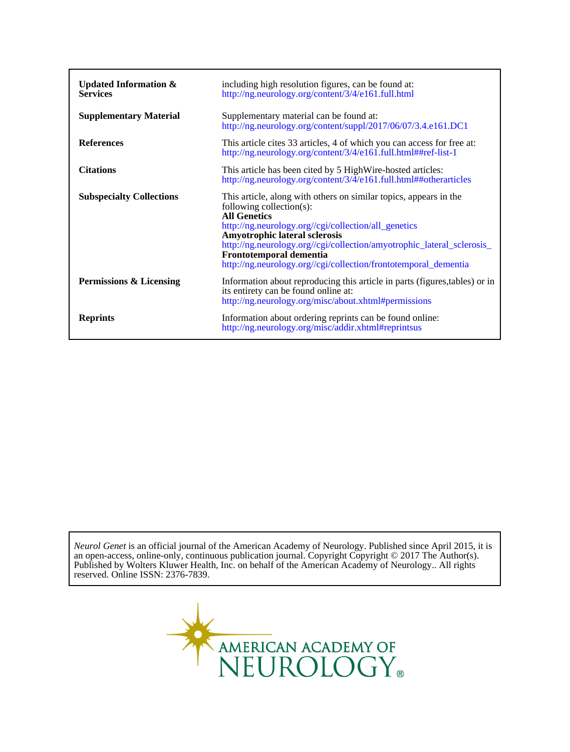| | |
|---|---|
| **Updated Information & Services** | including high resolution figures, can be found at: http://ng.neurology.org/content/3/4/e161.full.html |
| **Supplementary Material** | Supplementary material can be found at: http://ng.neurology.org/content/suppl/2017/06/07/3.4.e161.DC1 |
| **References** | This article cites 33 articles, 4 of which you can access for free at: http://ng.neurology.org/content/3/4/e161.full.html##ref-list-1 |
| **Citations** | This article has been cited by 5 HighWire-hosted articles: http://ng.neurology.org/content/3/4/e161.full.html##otherarticles |
| **Subspecialty Collections** | This article, along with others on similar topics, appears in the following collection(s): **All Genetics** http://ng.neurology.org//cgi/collection/all_genetics **Amyotrophic lateral sclerosis** http://ng.neurology.org//cgi/collection/amyotrophic_lateral_sclerosis_ **Frontotemporal dementia** http://ng.neurology.org//cgi/collection/frontotemporal_dementia |
| **Permissions & Licensing** | Information about reproducing this article in parts (figures,tables) or in its entirety can be found online at: http://ng.neurology.org/misc/about.xhtml#permissions |
| **Reprints** | Information about ordering reprints can be found online: http://ng.neurology.org/misc/addir.xhtml#reprintsus |

*Neurol Genet* is an official journal of the American Academy of Neurology. Published since April 2015, it is an open-access, online-only, continuous publication journal. Copyright Copyright © 2017 The Author(s). Published by Wolters Kluwer Health, Inc. on behalf of the American Academy of Neurology.. All rights reserved. Online ISSN: 2376-7839.

AMERICAN ACADEMY OF NEUROLOGY®